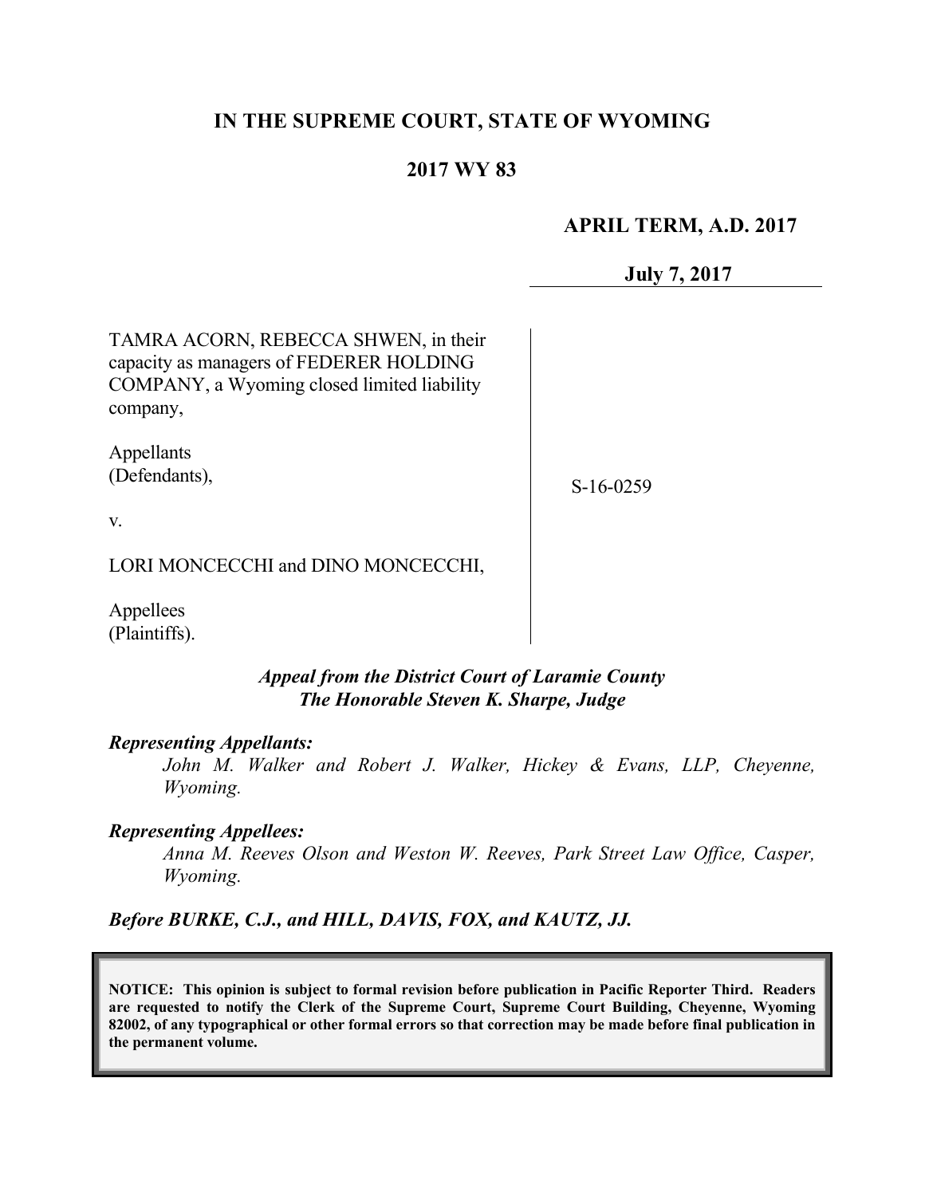# IN THE SUPREME COURT, STATE OF WYOMING

## 2017 WY 83

**APRIL TERM, A.D. 2017**

**July 7, 2017**

TAMRA ACORN, REBECCA SHWEN, in their capacity as managers of FEDERER HOLDING COMPANY, a Wyoming closed limited liability company,

Appellants
(Defendants),

v.

LORI MONCECCHI and DINO MONCECCHI,

Appellees
(Plaintiffs).

S-16-0259

***Appeal from the District Court of Laramie County***
***The Honorable Steven K. Sharpe, Judge***

***Representing Appellants:***

*John M. Walker and Robert J. Walker, Hickey & Evans, LLP, Cheyenne, Wyoming.*

***Representing Appellees:***

*Anna M. Reeves Olson and Weston W. Reeves, Park Street Law Office, Casper, Wyoming.*

***Before BURKE, C.J., and HILL, DAVIS, FOX, and KAUTZ, JJ.***

**NOTICE: This opinion is subject to formal revision before publication in Pacific Reporter Third. Readers are requested to notify the Clerk of the Supreme Court, Supreme Court Building, Cheyenne, Wyoming 82002, of any typographical or other formal errors so that correction may be made before final publication in the permanent volume.**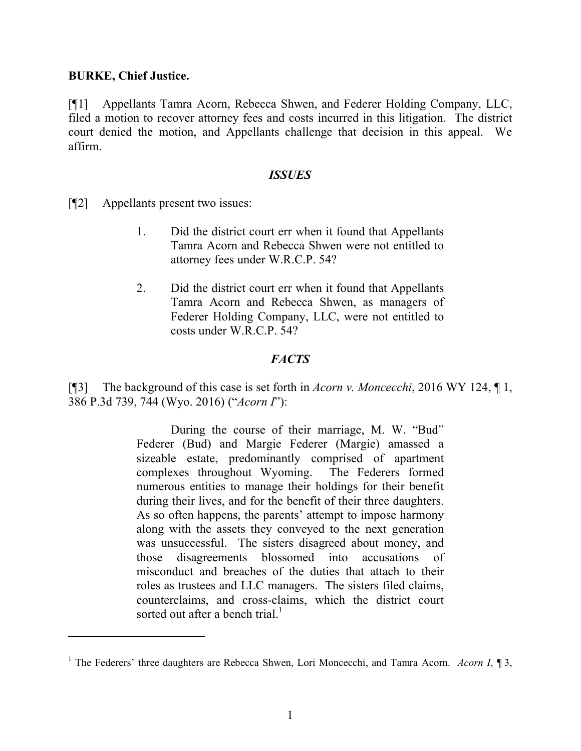**BURKE, Chief Justice.**

[¶1] Appellants Tamra Acorn, Rebecca Shwen, and Federer Holding Company, LLC, filed a motion to recover attorney fees and costs incurred in this litigation. The district court denied the motion, and Appellants challenge that decision in this appeal. We affirm.

## *ISSUES*

[¶2] Appellants present two issues:

> 1. Did the district court err when it found that Appellants Tamra Acorn and Rebecca Shwen were not entitled to attorney fees under W.R.C.P. 54?
>
> 2. Did the district court err when it found that Appellants Tamra Acorn and Rebecca Shwen, as managers of Federer Holding Company, LLC, were not entitled to costs under W.R.C.P. 54?

## *FACTS*

[¶3] The background of this case is set forth in *Acorn v. Moncecchi*, 2016 WY 124, ¶ 1, 386 P.3d 739, 744 (Wyo. 2016) ("*Acorn I*"):

> During the course of their marriage, M. W. "Bud" Federer (Bud) and Margie Federer (Margie) amassed a sizeable estate, predominantly comprised of apartment complexes throughout Wyoming. The Federers formed numerous entities to manage their holdings for their benefit during their lives, and for the benefit of their three daughters. As so often happens, the parents' attempt to impose harmony along with the assets they conveyed to the next generation was unsuccessful. The sisters disagreed about money, and those disagreements blossomed into accusations of misconduct and breaches of the duties that attach to their roles as trustees and LLC managers. The sisters filed claims, counterclaims, and cross-claims, which the district court sorted out after a bench trial.[1]

[1] The Federers' three daughters are Rebecca Shwen, Lori Moncecchi, and Tamra Acorn. *Acorn I*, ¶ 3,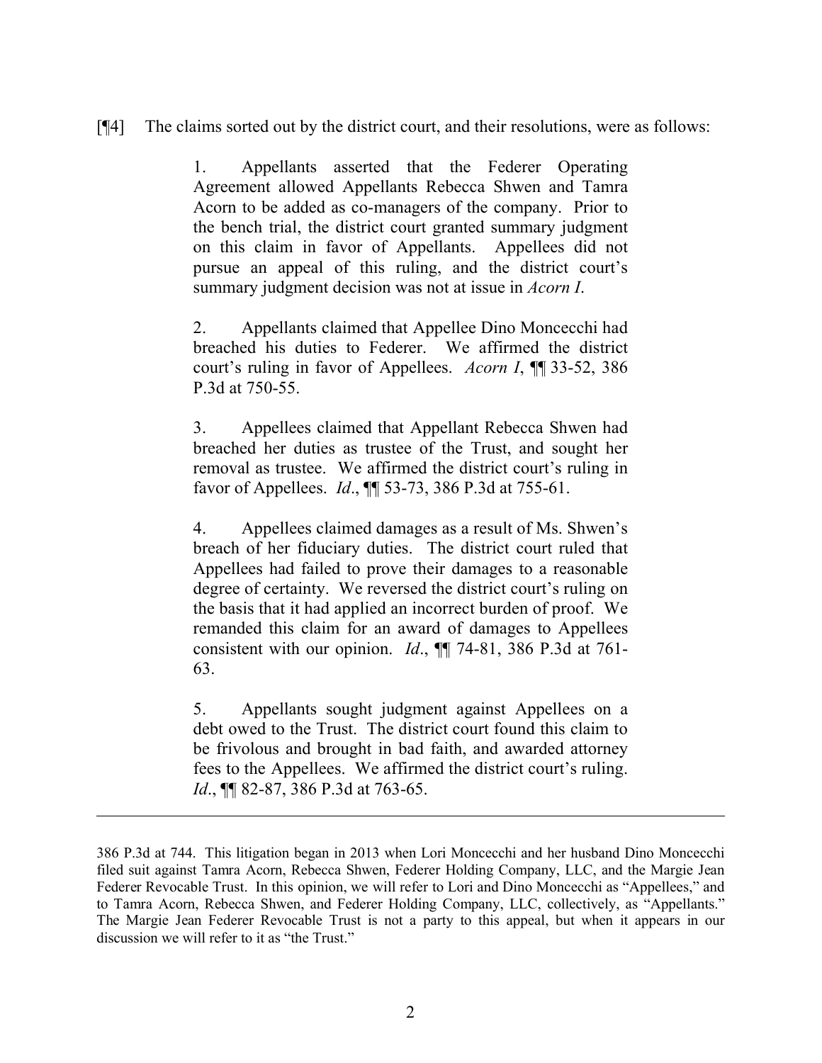[¶4] The claims sorted out by the district court, and their resolutions, were as follows:

> 1. Appellants asserted that the Federer Operating Agreement allowed Appellants Rebecca Shwen and Tamra Acorn to be added as co-managers of the company. Prior to the bench trial, the district court granted summary judgment on this claim in favor of Appellants. Appellees did not pursue an appeal of this ruling, and the district court's summary judgment decision was not at issue in *Acorn I*.
>
> 2. Appellants claimed that Appellee Dino Moncecchi had breached his duties to Federer. We affirmed the district court's ruling in favor of Appellees. *Acorn I*, ¶¶ 33-52, 386 P.3d at 750-55.
>
> 3. Appellees claimed that Appellant Rebecca Shwen had breached her duties as trustee of the Trust, and sought her removal as trustee. We affirmed the district court's ruling in favor of Appellees. *Id*., ¶¶ 53-73, 386 P.3d at 755-61.
>
> 4. Appellees claimed damages as a result of Ms. Shwen's breach of her fiduciary duties. The district court ruled that Appellees had failed to prove their damages to a reasonable degree of certainty. We reversed the district court's ruling on the basis that it had applied an incorrect burden of proof. We remanded this claim for an award of damages to Appellees consistent with our opinion. *Id*., ¶¶ 74-81, 386 P.3d at 761-63.
>
> 5. Appellants sought judgment against Appellees on a debt owed to the Trust. The district court found this claim to be frivolous and brought in bad faith, and awarded attorney fees to the Appellees. We affirmed the district court's ruling. *Id*., ¶¶ 82-87, 386 P.3d at 763-65.

---

386 P.3d at 744. This litigation began in 2013 when Lori Moncecchi and her husband Dino Moncecchi filed suit against Tamra Acorn, Rebecca Shwen, Federer Holding Company, LLC, and the Margie Jean Federer Revocable Trust. In this opinion, we will refer to Lori and Dino Moncecchi as "Appellees," and to Tamra Acorn, Rebecca Shwen, and Federer Holding Company, LLC, collectively, as "Appellants." The Margie Jean Federer Revocable Trust is not a party to this appeal, but when it appears in our discussion we will refer to it as "the Trust."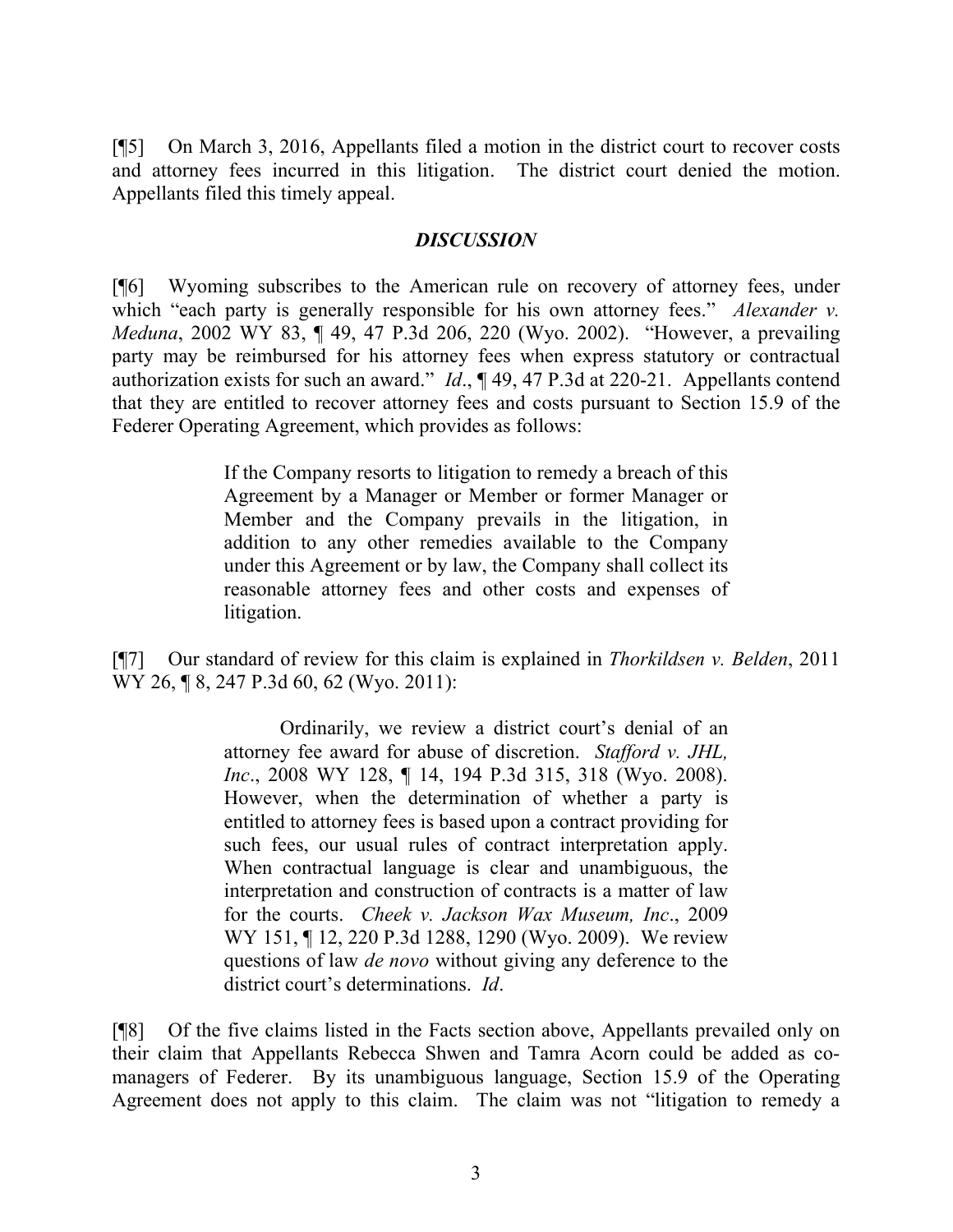[¶5] On March 3, 2016, Appellants filed a motion in the district court to recover costs and attorney fees incurred in this litigation. The district court denied the motion. Appellants filed this timely appeal.

## *DISCUSSION*

[¶6] Wyoming subscribes to the American rule on recovery of attorney fees, under which "each party is generally responsible for his own attorney fees." *Alexander v. Meduna*, 2002 WY 83, ¶ 49, 47 P.3d 206, 220 (Wyo. 2002). "However, a prevailing party may be reimbursed for his attorney fees when express statutory or contractual authorization exists for such an award." *Id*., ¶ 49, 47 P.3d at 220-21. Appellants contend that they are entitled to recover attorney fees and costs pursuant to Section 15.9 of the Federer Operating Agreement, which provides as follows:

> If the Company resorts to litigation to remedy a breach of this Agreement by a Manager or Member or former Manager or Member and the Company prevails in the litigation, in addition to any other remedies available to the Company under this Agreement or by law, the Company shall collect its reasonable attorney fees and other costs and expenses of litigation.

[¶7] Our standard of review for this claim is explained in *Thorkildsen v. Belden*, 2011 WY 26, ¶ 8, 247 P.3d 60, 62 (Wyo. 2011):

> Ordinarily, we review a district court's denial of an attorney fee award for abuse of discretion. *Stafford v. JHL, Inc*., 2008 WY 128, ¶ 14, 194 P.3d 315, 318 (Wyo. 2008). However, when the determination of whether a party is entitled to attorney fees is based upon a contract providing for such fees, our usual rules of contract interpretation apply. When contractual language is clear and unambiguous, the interpretation and construction of contracts is a matter of law for the courts. *Cheek v. Jackson Wax Museum, Inc*., 2009 WY 151, ¶ 12, 220 P.3d 1288, 1290 (Wyo. 2009). We review questions of law *de novo* without giving any deference to the district court's determinations. *Id*.

[¶8] Of the five claims listed in the Facts section above, Appellants prevailed only on their claim that Appellants Rebecca Shwen and Tamra Acorn could be added as co-managers of Federer. By its unambiguous language, Section 15.9 of the Operating Agreement does not apply to this claim. The claim was not "litigation to remedy a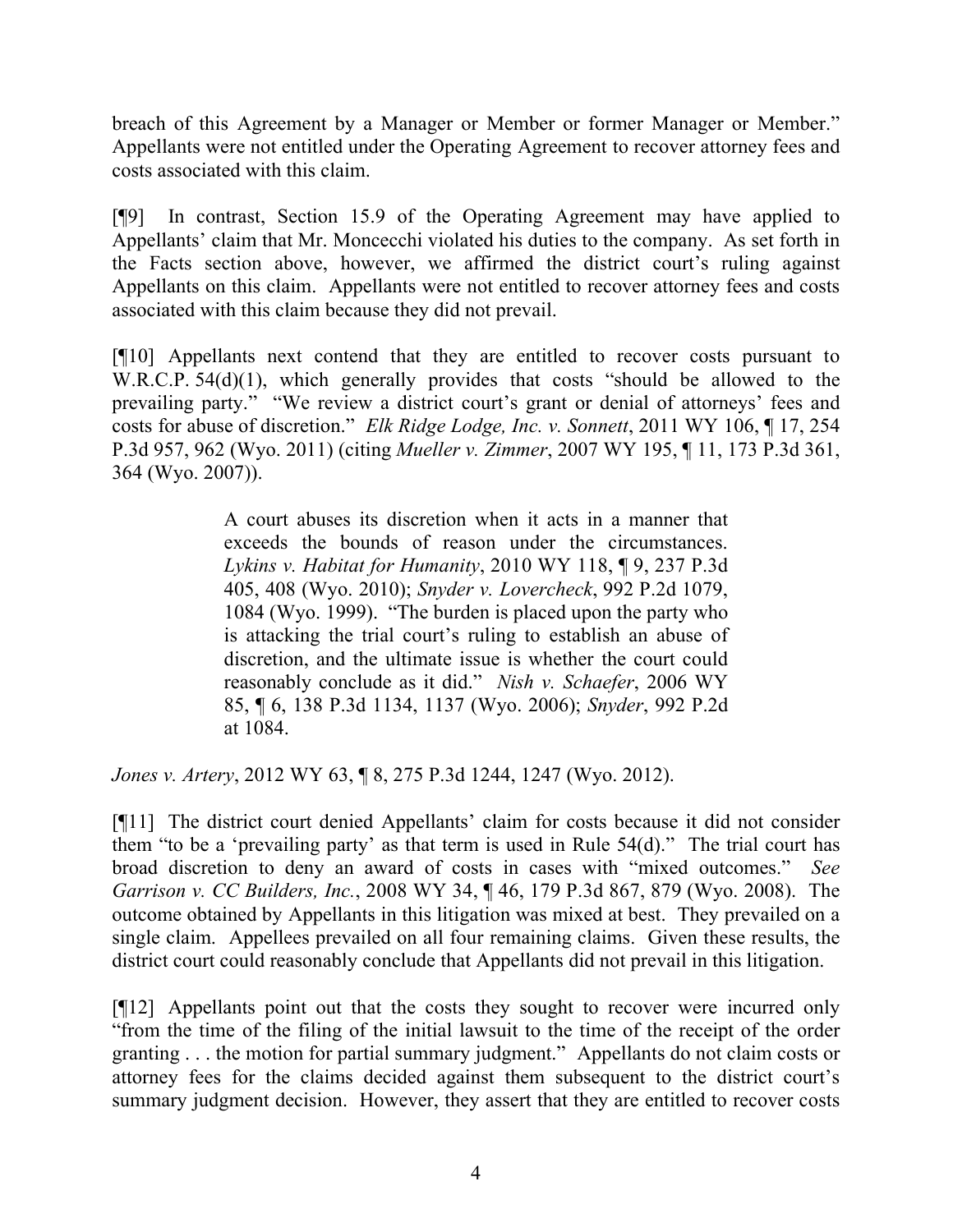breach of this Agreement by a Manager or Member or former Manager or Member." Appellants were not entitled under the Operating Agreement to recover attorney fees and costs associated with this claim.

[¶9] In contrast, Section 15.9 of the Operating Agreement may have applied to Appellants' claim that Mr. Moncecchi violated his duties to the company. As set forth in the Facts section above, however, we affirmed the district court's ruling against Appellants on this claim. Appellants were not entitled to recover attorney fees and costs associated with this claim because they did not prevail.

[¶10] Appellants next contend that they are entitled to recover costs pursuant to W.R.C.P. 54(d)(1), which generally provides that costs "should be allowed to the prevailing party." "We review a district court's grant or denial of attorneys' fees and costs for abuse of discretion." *Elk Ridge Lodge, Inc. v. Sonnett*, 2011 WY 106, ¶ 17, 254 P.3d 957, 962 (Wyo. 2011) (citing *Mueller v. Zimmer*, 2007 WY 195, ¶ 11, 173 P.3d 361, 364 (Wyo. 2007)).

> A court abuses its discretion when it acts in a manner that exceeds the bounds of reason under the circumstances. *Lykins v. Habitat for Humanity*, 2010 WY 118, ¶ 9, 237 P.3d 405, 408 (Wyo. 2010); *Snyder v. Lovercheck*, 992 P.2d 1079, 1084 (Wyo. 1999). "The burden is placed upon the party who is attacking the trial court's ruling to establish an abuse of discretion, and the ultimate issue is whether the court could reasonably conclude as it did." *Nish v. Schaefer*, 2006 WY 85, ¶ 6, 138 P.3d 1134, 1137 (Wyo. 2006); *Snyder*, 992 P.2d at 1084.

*Jones v. Artery*, 2012 WY 63, ¶ 8, 275 P.3d 1244, 1247 (Wyo. 2012).

[¶11] The district court denied Appellants' claim for costs because it did not consider them "to be a 'prevailing party' as that term is used in Rule 54(d)." The trial court has broad discretion to deny an award of costs in cases with "mixed outcomes." *See Garrison v. CC Builders, Inc.*, 2008 WY 34, ¶ 46, 179 P.3d 867, 879 (Wyo. 2008). The outcome obtained by Appellants in this litigation was mixed at best. They prevailed on a single claim. Appellees prevailed on all four remaining claims. Given these results, the district court could reasonably conclude that Appellants did not prevail in this litigation.

[¶12] Appellants point out that the costs they sought to recover were incurred only "from the time of the filing of the initial lawsuit to the time of the receipt of the order granting . . . the motion for partial summary judgment." Appellants do not claim costs or attorney fees for the claims decided against them subsequent to the district court's summary judgment decision. However, they assert that they are entitled to recover costs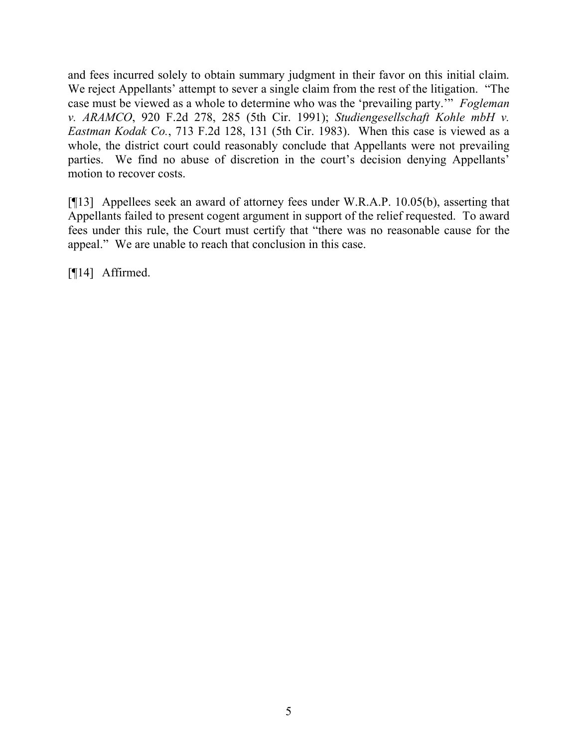and fees incurred solely to obtain summary judgment in their favor on this initial claim. We reject Appellants' attempt to sever a single claim from the rest of the litigation. "The case must be viewed as a whole to determine who was the 'prevailing party.'" *Fogleman v. ARAMCO*, 920 F.2d 278, 285 (5th Cir. 1991); *Studiengesellschaft Kohle mbH v. Eastman Kodak Co.*, 713 F.2d 128, 131 (5th Cir. 1983). When this case is viewed as a whole, the district court could reasonably conclude that Appellants were not prevailing parties. We find no abuse of discretion in the court's decision denying Appellants' motion to recover costs.

[¶13] Appellees seek an award of attorney fees under W.R.A.P. 10.05(b), asserting that Appellants failed to present cogent argument in support of the relief requested. To award fees under this rule, the Court must certify that "there was no reasonable cause for the appeal." We are unable to reach that conclusion in this case.

[¶14] Affirmed.